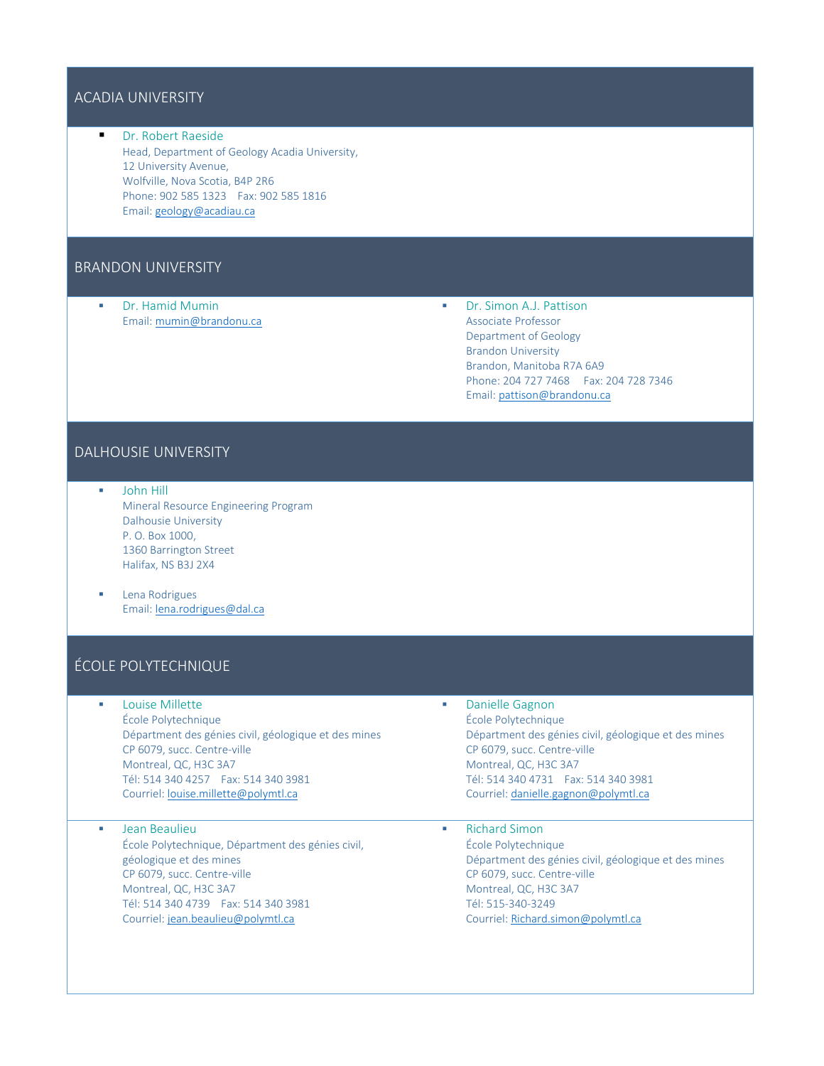## ACADIA UNIVERSITY

- Dr. Robert Raeside
  Head, Department of Geology Acadia University,
  12 University Avenue,
  Wolfville, Nova Scotia, B4P 2R6
  Phone: 902 585 1323 Fax: 902 585 1816
  Email: geology@acadiau.ca

## BRANDON UNIVERSITY

- Dr. Hamid Mumin
  Email: mumin@brandonu.ca

- Dr. Simon A.J. Pattison
  Associate Professor
  Department of Geology
  Brandon University
  Brandon, Manitoba R7A 6A9
  Phone: 204 727 7468 Fax: 204 728 7346
  Email: pattison@brandonu.ca

## DALHOUSIE UNIVERSITY

- John Hill
  Mineral Resource Engineering Program
  Dalhousie University
  P. O. Box 1000,
  1360 Barrington Street
  Halifax, NS B3J 2X4

- Lena Rodrigues
  Email: lena.rodrigues@dal.ca

## ÉCOLE POLYTECHNIQUE

- Louise Millette
  École Polytechnique
  Départment des génies civil, géologique et des mines
  CP 6079, succ. Centre-ville
  Montreal, QC, H3C 3A7
  Tél: 514 340 4257 Fax: 514 340 3981
  Courriel: louise.millette@polymtl.ca

- Danielle Gagnon
  École Polytechnique
  Départment des génies civil, géologique et des mines
  CP 6079, succ. Centre-ville
  Montreal, QC, H3C 3A7
  Tél: 514 340 4731 Fax: 514 340 3981
  Courriel: danielle.gagnon@polymtl.ca

- Jean Beaulieu
  École Polytechnique, Départment des génies civil, géologique et des mines
  CP 6079, succ. Centre-ville
  Montreal, QC, H3C 3A7
  Tél: 514 340 4739 Fax: 514 340 3981
  Courriel: jean.beaulieu@polymtl.ca

- Richard Simon
  École Polytechnique
  Départment des génies civil, géologique et des mines
  CP 6079, succ. Centre-ville
  Montreal, QC, H3C 3A7
  Tél: 515-340-3249
  Courriel: Richard.simon@polymtl.ca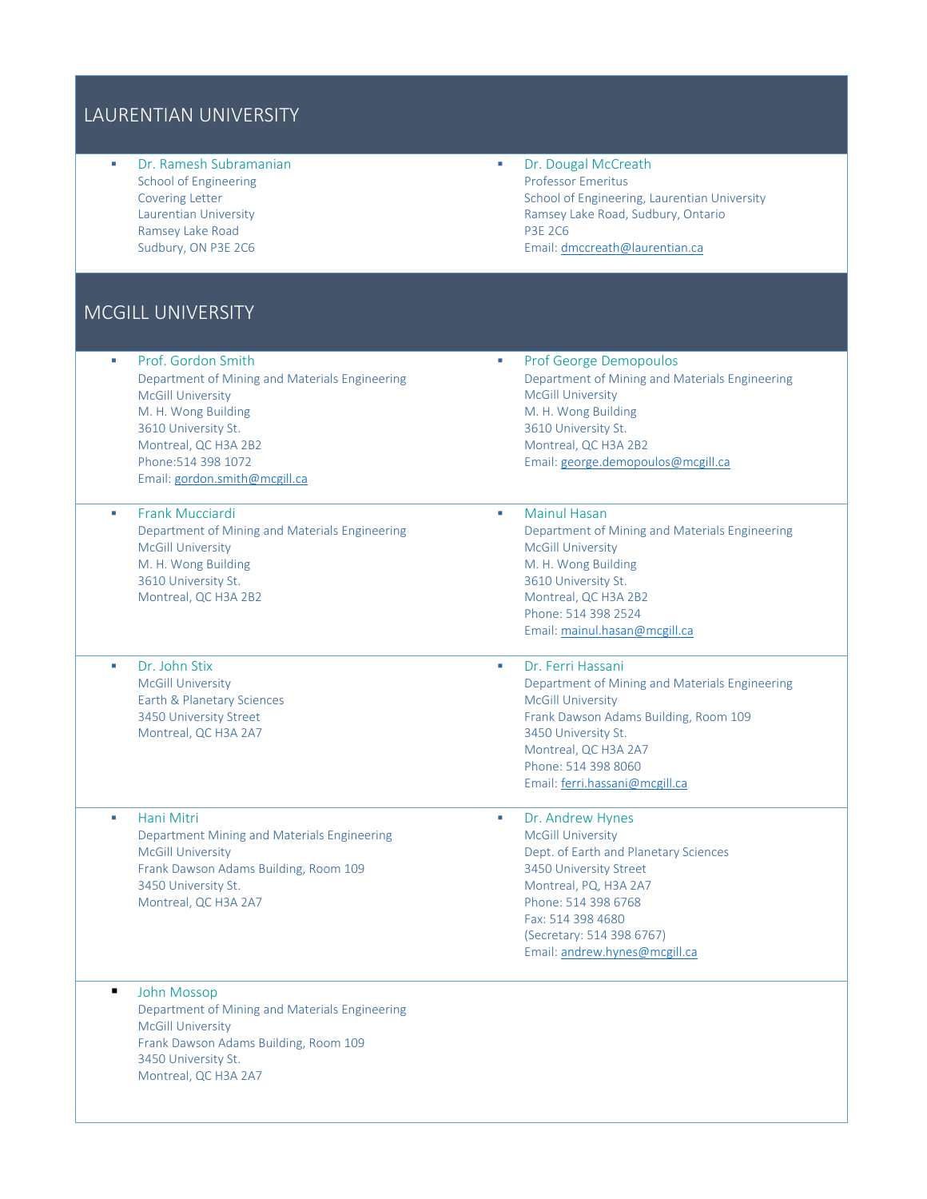## LAURENTIAN UNIVERSITY

- Dr. Ramesh Subramanian
  School of Engineering
  Covering Letter
  Laurentian University
  Ramsey Lake Road
  Sudbury, ON P3E 2C6

- Dr. Dougal McCreath
  Professor Emeritus
  School of Engineering, Laurentian University
  Ramsey Lake Road, Sudbury, Ontario
  P3E 2C6
  Email: dmccreath@laurentian.ca

## MCGILL UNIVERSITY

- Prof. Gordon Smith
  Department of Mining and Materials Engineering
  McGill University
  M. H. Wong Building
  3610 University St.
  Montreal, QC H3A 2B2
  Phone:514 398 1072
  Email: gordon.smith@mcgill.ca

- Prof George Demopoulos
  Department of Mining and Materials Engineering
  McGill University
  M. H. Wong Building
  3610 University St.
  Montreal, QC H3A 2B2
  Email: george.demopoulos@mcgill.ca

- Frank Mucciardi
  Department of Mining and Materials Engineering
  McGill University
  M. H. Wong Building
  3610 University St.
  Montreal, QC H3A 2B2

- Mainul Hasan
  Department of Mining and Materials Engineering
  McGill University
  M. H. Wong Building
  3610 University St.
  Montreal, QC H3A 2B2
  Phone: 514 398 2524
  Email: mainul.hasan@mcgill.ca

- Dr. John Stix
  McGill University
  Earth & Planetary Sciences
  3450 University Street
  Montreal, QC H3A 2A7

- Dr. Ferri Hassani
  Department of Mining and Materials Engineering
  McGill University
  Frank Dawson Adams Building, Room 109
  3450 University St.
  Montreal, QC H3A 2A7
  Phone: 514 398 8060
  Email: ferri.hassani@mcgill.ca

- Hani Mitri
  Department Mining and Materials Engineering
  McGill University
  Frank Dawson Adams Building, Room 109
  3450 University St.
  Montreal, QC H3A 2A7

- Dr. Andrew Hynes
  McGill University
  Dept. of Earth and Planetary Sciences
  3450 University Street
  Montreal, PQ, H3A 2A7
  Phone: 514 398 6768
  Fax: 514 398 4680
  (Secretary: 514 398 6767)
  Email: andrew.hynes@mcgill.ca

- John Mossop
  Department of Mining and Materials Engineering
  McGill University
  Frank Dawson Adams Building, Room 109
  3450 University St.
  Montreal, QC H3A 2A7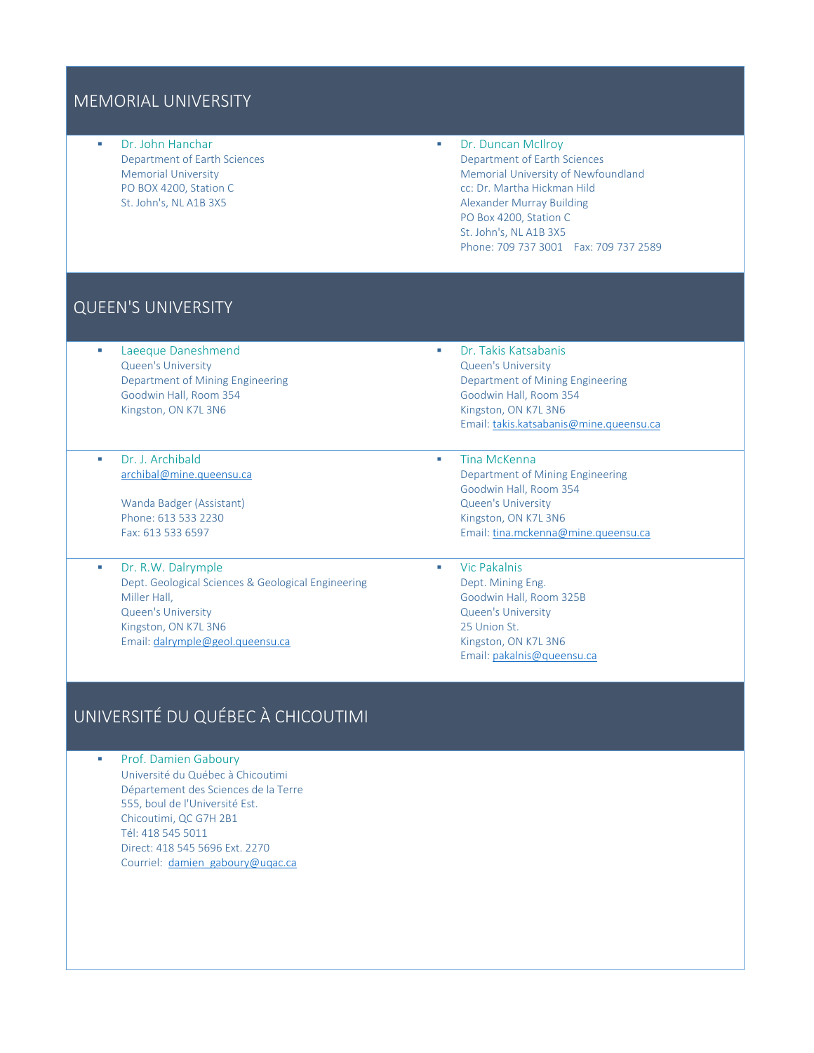## MEMORIAL UNIVERSITY

- **Dr. John Hanchar**
  Department of Earth Sciences
  Memorial University
  PO BOX 4200, Station C
  St. John's, NL A1B 3X5

- **Dr. Duncan McIlroy**
  Department of Earth Sciences
  Memorial University of Newfoundland
  cc: Dr. Martha Hickman Hild
  Alexander Murray Building
  PO Box 4200, Station C
  St. John's, NL A1B 3X5
  Phone: 709 737 3001 Fax: 709 737 2589

## QUEEN'S UNIVERSITY

- **Laeeque Daneshmend**
  Queen's University
  Department of Mining Engineering
  Goodwin Hall, Room 354
  Kingston, ON K7L 3N6

- **Dr. Takis Katsabanis**
  Queen's University
  Department of Mining Engineering
  Goodwin Hall, Room 354
  Kingston, ON K7L 3N6
  Email: takis.katsabanis@mine.queensu.ca

- **Dr. J. Archibald**
  archibal@mine.queensu.ca

  Wanda Badger (Assistant)
  Phone: 613 533 2230
  Fax: 613 533 6597

- **Tina McKenna**
  Department of Mining Engineering
  Goodwin Hall, Room 354
  Queen's University
  Kingston, ON K7L 3N6
  Email: tina.mckenna@mine.queensu.ca

- **Dr. R.W. Dalrymple**
  Dept. Geological Sciences & Geological Engineering
  Miller Hall,
  Queen's University
  Kingston, ON K7L 3N6
  Email: dalrymple@geol.queensu.ca

- **Vic Pakalnis**
  Dept. Mining Eng.
  Goodwin Hall, Room 325B
  Queen's University
  25 Union St.
  Kingston, ON K7L 3N6
  Email: pakalnis@queensu.ca

## UNIVERSITÉ DU QUÉBEC À CHICOUTIMI

- **Prof. Damien Gaboury**
  Université du Québec à Chicoutimi
  Département des Sciences de la Terre
  555, boul de l'Université Est.
  Chicoutimi, QC G7H 2B1
  Tél: 418 545 5011
  Direct: 418 545 5696 Ext. 2270
  Courriel: damien_gaboury@uqac.ca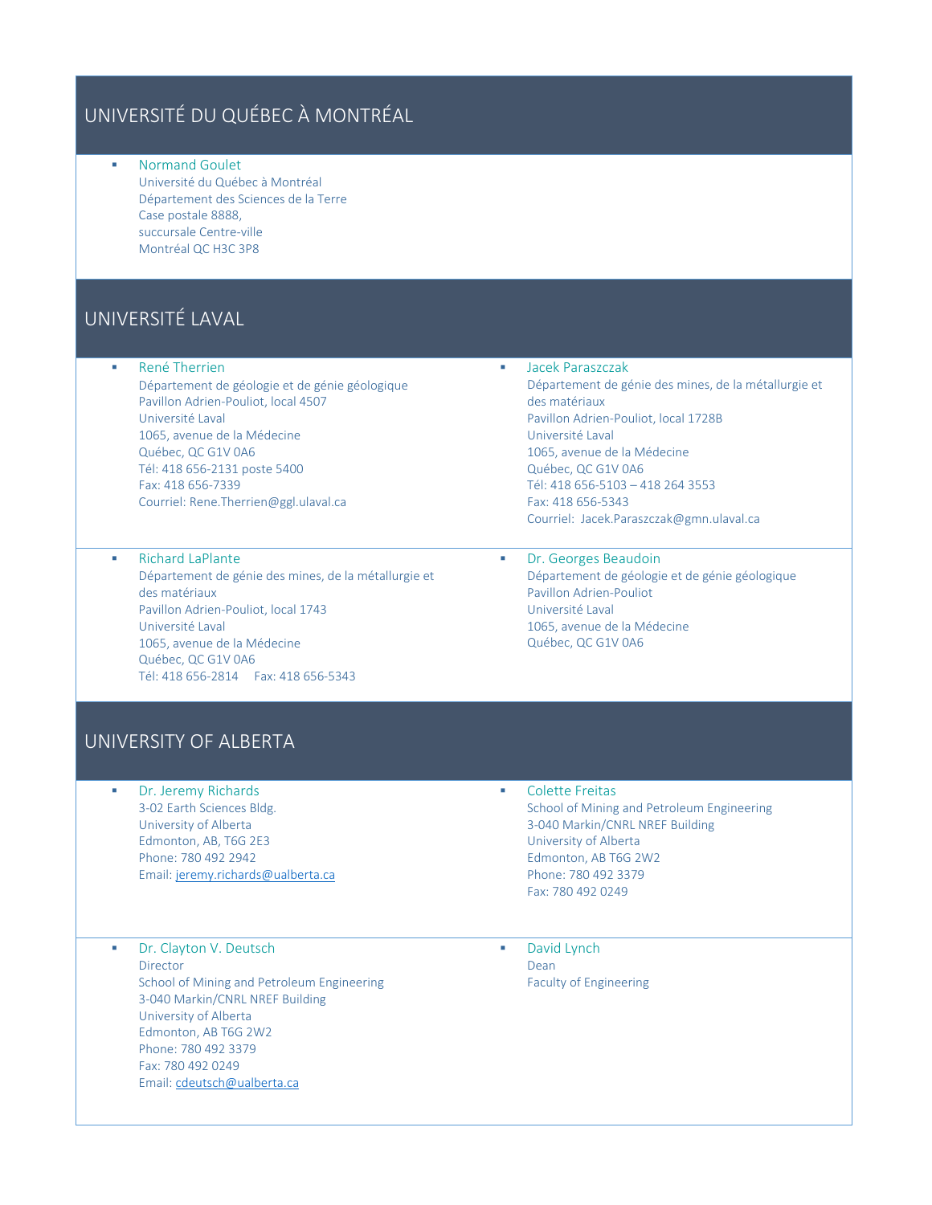## UNIVERSITÉ DU QUÉBEC À MONTRÉAL

- Normand Goulet
  Université du Québec à Montréal
  Département des Sciences de la Terre
  Case postale 8888,
  succursale Centre-ville
  Montréal QC H3C 3P8

## UNIVERSITÉ LAVAL

- René Therrien
  Département de géologie et de génie géologique
  Pavillon Adrien-Pouliot, local 4507
  Université Laval
  1065, avenue de la Médecine
  Québec, QC G1V 0A6
  Tél: 418 656-2131 poste 5400
  Fax: 418 656-7339
  Courriel: Rene.Therrien@ggl.ulaval.ca

- Jacek Paraszczak
  Département de génie des mines, de la métallurgie et des matériaux
  Pavillon Adrien-Pouliot, local 1728B
  Université Laval
  1065, avenue de la Médecine
  Québec, QC G1V 0A6
  Tél: 418 656-5103 – 418 264 3553
  Fax: 418 656-5343
  Courriel: Jacek.Paraszczak@gmn.ulaval.ca

- Richard LaPlante
  Département de génie des mines, de la métallurgie et des matériaux
  Pavillon Adrien-Pouliot, local 1743
  Université Laval
  1065, avenue de la Médecine
  Québec, QC G1V 0A6
  Tél: 418 656-2814 Fax: 418 656-5343

- Dr. Georges Beaudoin
  Département de géologie et de génie géologique
  Pavillon Adrien-Pouliot
  Université Laval
  1065, avenue de la Médecine
  Québec, QC G1V 0A6

## UNIVERSITY OF ALBERTA

- Dr. Jeremy Richards
  3-02 Earth Sciences Bldg.
  University of Alberta
  Edmonton, AB, T6G 2E3
  Phone: 780 492 2942
  Email: jeremy.richards@ualberta.ca

- Colette Freitas
  School of Mining and Petroleum Engineering
  3-040 Markin/CNRL NREF Building
  University of Alberta
  Edmonton, AB T6G 2W2
  Phone: 780 492 3379
  Fax: 780 492 0249

- Dr. Clayton V. Deutsch
  Director
  School of Mining and Petroleum Engineering
  3-040 Markin/CNRL NREF Building
  University of Alberta
  Edmonton, AB T6G 2W2
  Phone: 780 492 3379
  Fax: 780 492 0249
  Email: cdeutsch@ualberta.ca

- David Lynch
  Dean
  Faculty of Engineering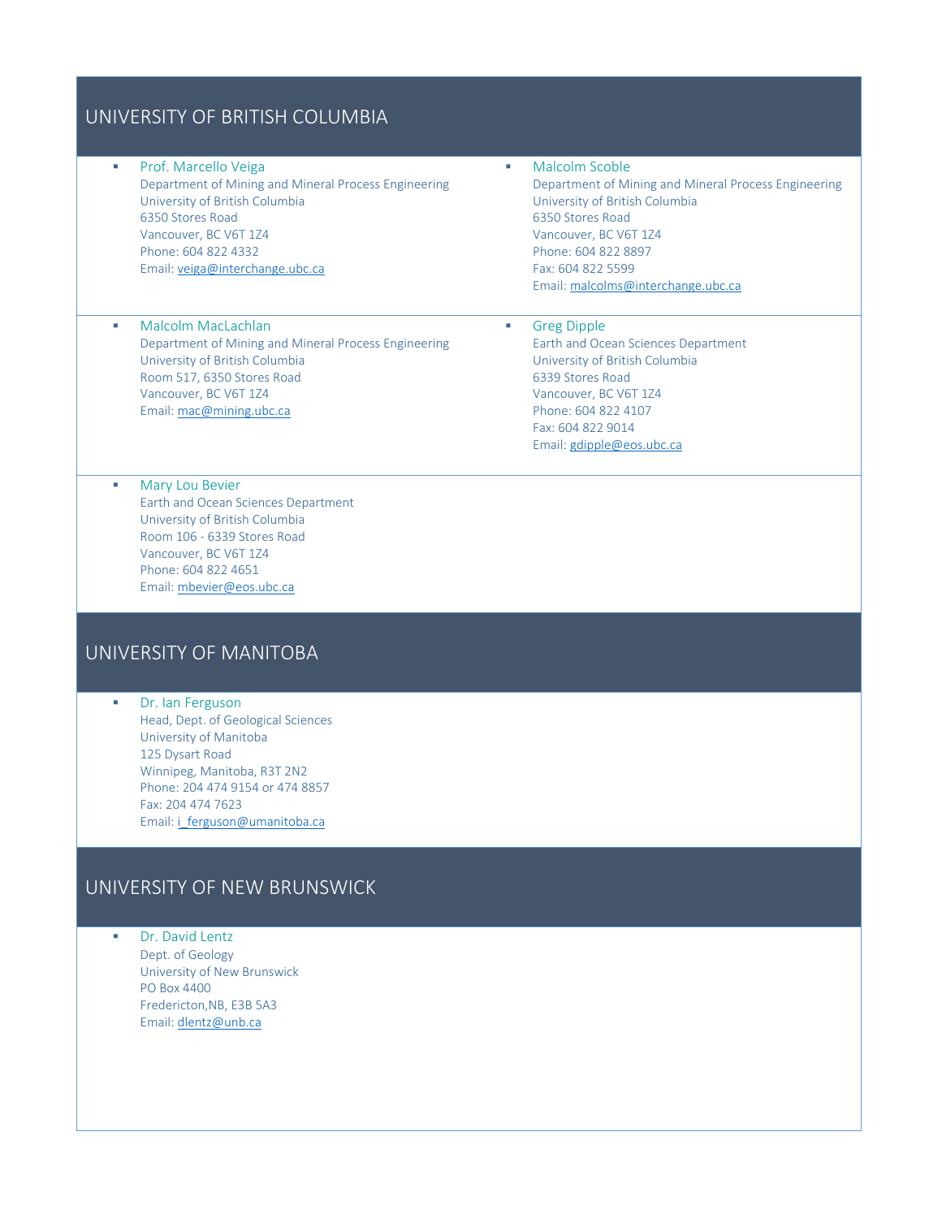## UNIVERSITY OF BRITISH COLUMBIA

- Prof. Marcello Veiga
  Department of Mining and Mineral Process Engineering
  University of British Columbia
  6350 Stores Road
  Vancouver, BC V6T 1Z4
  Phone: 604 822 4332
  Email: veiga@interchange.ubc.ca

- Malcolm Scoble
  Department of Mining and Mineral Process Engineering
  University of British Columbia
  6350 Stores Road
  Vancouver, BC V6T 1Z4
  Phone: 604 822 8897
  Fax: 604 822 5599
  Email: malcolms@interchange.ubc.ca

- Malcolm MacLachlan
  Department of Mining and Mineral Process Engineering
  University of British Columbia
  Room 517, 6350 Stores Road
  Vancouver, BC V6T 1Z4
  Email: mac@mining.ubc.ca

- Greg Dipple
  Earth and Ocean Sciences Department
  University of British Columbia
  6339 Stores Road
  Vancouver, BC V6T 1Z4
  Phone: 604 822 4107
  Fax: 604 822 9014
  Email: gdipple@eos.ubc.ca

- Mary Lou Bevier
  Earth and Ocean Sciences Department
  University of British Columbia
  Room 106 - 6339 Stores Road
  Vancouver, BC V6T 1Z4
  Phone: 604 822 4651
  Email: mbevier@eos.ubc.ca

## UNIVERSITY OF MANITOBA

- Dr. Ian Ferguson
  Head, Dept. of Geological Sciences
  University of Manitoba
  125 Dysart Road
  Winnipeg, Manitoba, R3T 2N2
  Phone: 204 474 9154 or 474 8857
  Fax: 204 474 7623
  Email: i_ferguson@umanitoba.ca

## UNIVERSITY OF NEW BRUNSWICK

- Dr. David Lentz
  Dept. of Geology
  University of New Brunswick
  PO Box 4400
  Fredericton,NB, E3B 5A3
  Email: dlentz@unb.ca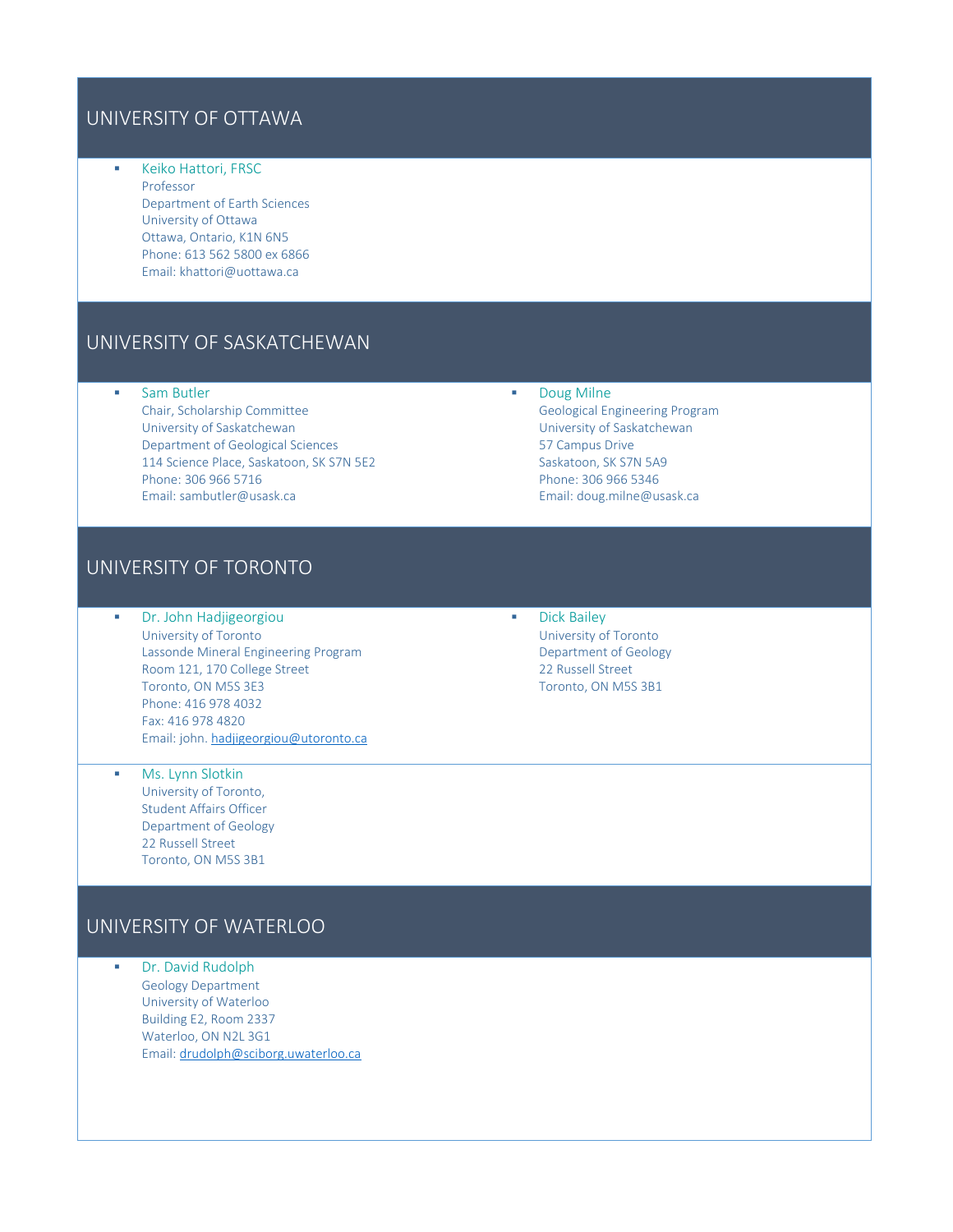## UNIVERSITY OF OTTAWA

- Keiko Hattori, FRSC
  Professor
  Department of Earth Sciences
  University of Ottawa
  Ottawa, Ontario, K1N 6N5
  Phone: 613 562 5800 ex 6866
  Email: khattori@uottawa.ca

## UNIVERSITY OF SASKATCHEWAN

- Sam Butler
  Chair, Scholarship Committee
  University of Saskatchewan
  Department of Geological Sciences
  114 Science Place, Saskatoon, SK S7N 5E2
  Phone: 306 966 5716
  Email: sambutler@usask.ca

- Doug Milne
  Geological Engineering Program
  University of Saskatchewan
  57 Campus Drive
  Saskatoon, SK S7N 5A9
  Phone: 306 966 5346
  Email: doug.milne@usask.ca

## UNIVERSITY OF TORONTO

- Dr. John Hadjigeorgiou
  University of Toronto
  Lassonde Mineral Engineering Program
  Room 121, 170 College Street
  Toronto, ON M5S 3E3
  Phone: 416 978 4032
  Fax: 416 978 4820
  Email: john. hadjigeorgiou@utoronto.ca

- Dick Bailey
  University of Toronto
  Department of Geology
  22 Russell Street
  Toronto, ON M5S 3B1

- Ms. Lynn Slotkin
  University of Toronto,
  Student Affairs Officer
  Department of Geology
  22 Russell Street
  Toronto, ON M5S 3B1

## UNIVERSITY OF WATERLOO

- Dr. David Rudolph
  Geology Department
  University of Waterloo
  Building E2, Room 2337
  Waterloo, ON N2L 3G1
  Email: drudolph@sciborg.uwaterloo.ca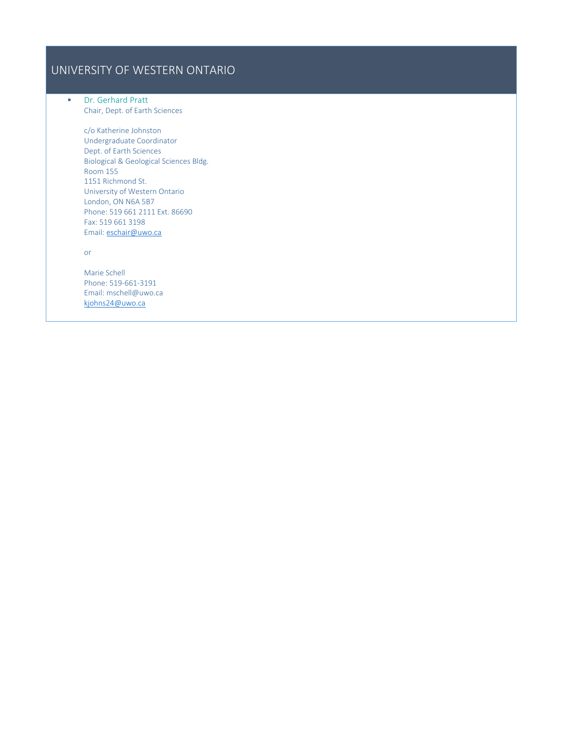## UNIVERSITY OF WESTERN ONTARIO

- Dr. Gerhard Pratt
  Chair, Dept. of Earth Sciences

  c/o Katherine Johnston
  Undergraduate Coordinator
  Dept. of Earth Sciences
  Biological & Geological Sciences Bldg.
  Room 155
  1151 Richmond St.
  University of Western Ontario
  London, ON N6A 5B7
  Phone: 519 661 2111 Ext. 86690
  Fax: 519 661 3198
  Email: eschair@uwo.ca

  or

  Marie Schell
  Phone: 519-661-3191
  Email: mschell@uwo.ca
  kjohns24@uwo.ca